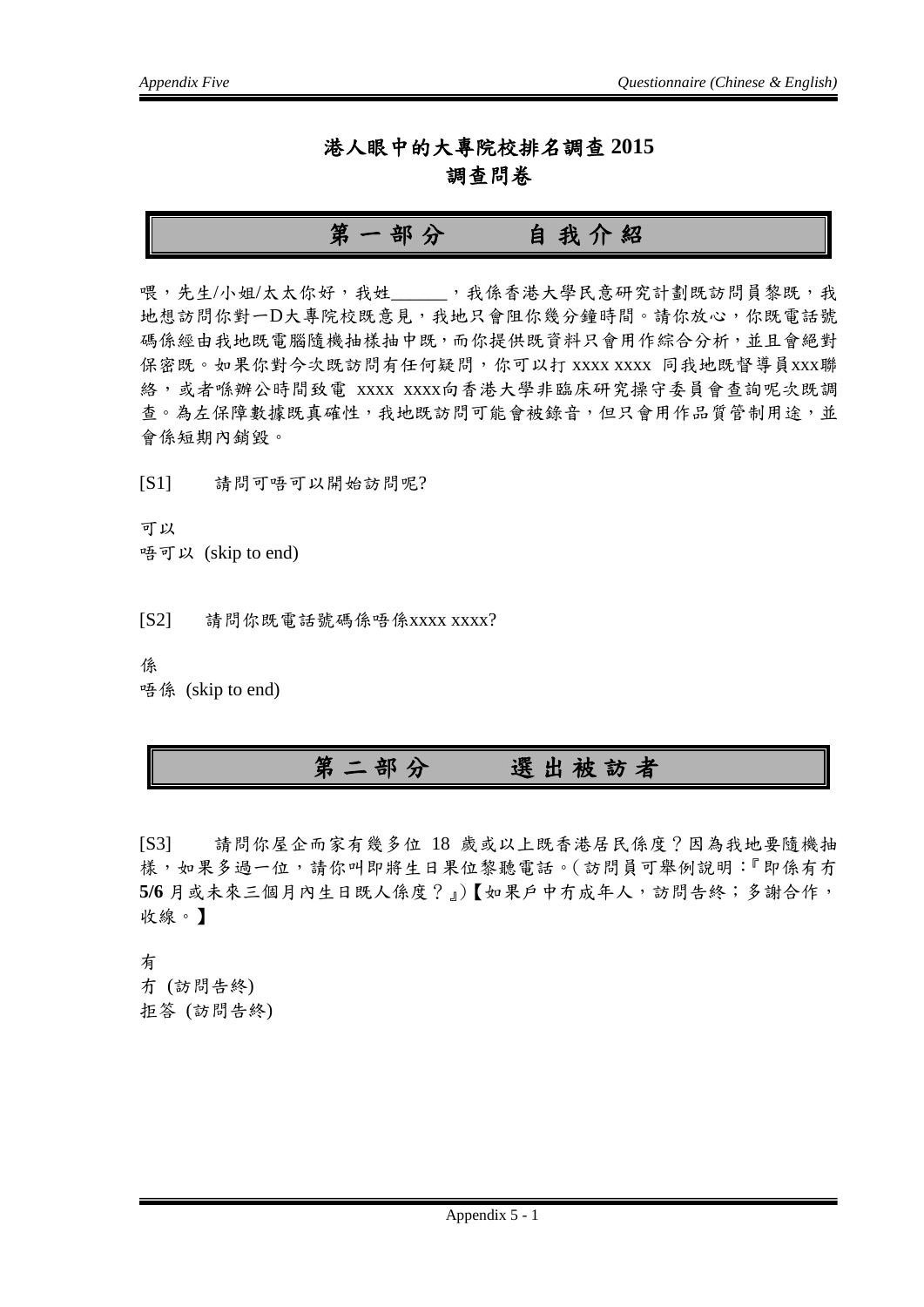# 港人眼中的大專院校排名調查 2015
# 調查問卷

## 第一部分　　自我介紹

喂，先生/小姐/太太你好，我姓______，我係香港大學民意研究計劃既訪問員黎既，我地想訪問你對一D大專院校既意見，我地只會阻你幾分鐘時間。請你放心，你既電話號碼係經由我地既電腦隨機抽樣抽中既，而你提供既資料只會用作綜合分析，並且會絕對保密既。如果你對今次既訪問有任何疑問，你可以打 xxxx xxxx 同我地既督導員xxx聯絡，或者喺辦公時間致電 xxxx xxxx向香港大學非臨床研究操守委員會查詢呢次既調查。為左保障數據既真確性，我地既訪問可能會被錄音，但只會用作品質管制用途，並會係短期內銷毀。

[S1]　請問可唔可以開始訪問呢?

可以
唔可以 (skip to end)

[S2]　請問你既電話號碼係唔係xxxx xxxx?

係
唔係 (skip to end)

## 第二部分　　選出被訪者

[S3]　請問你屋企而家有幾多位 18 歲或以上既香港居民係度？因為我地要隨機抽樣，如果多過一位，請你叫即將生日果位黎聽電話。(訪問員可舉例說明：『即係有冇 **5/6** 月或未來三個月內生日既人係度？』)【如果戶中冇成年人，訪問告終；多謝合作，收線。】

有
冇 (訪問告終)
拒答 (訪問告終)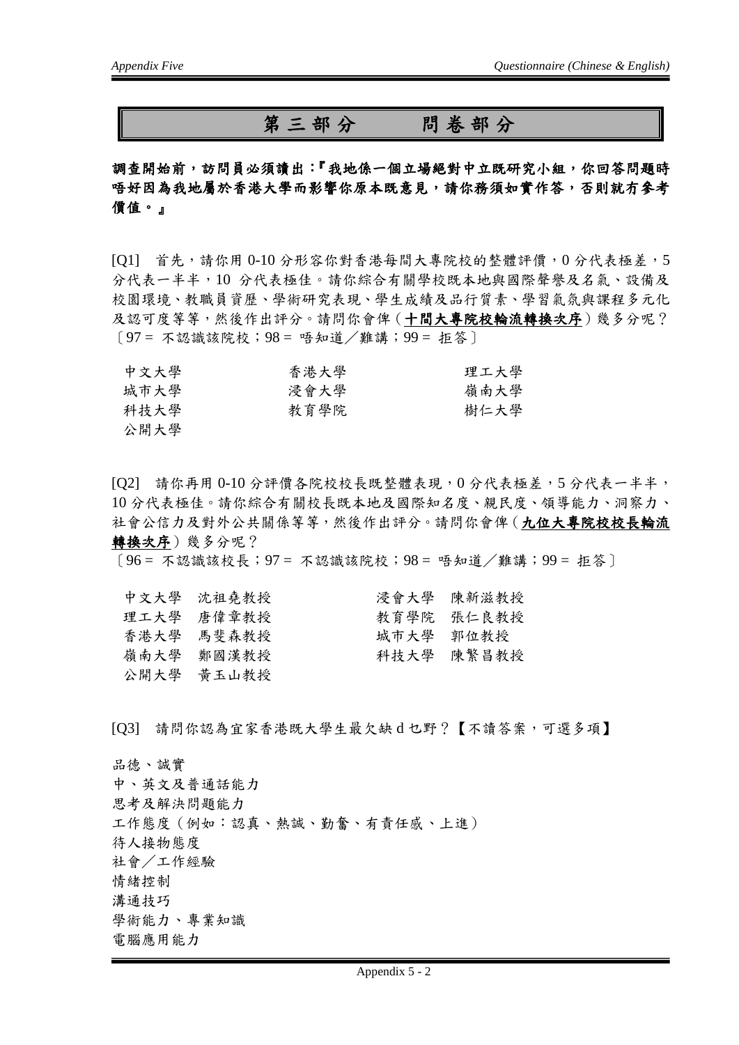# 第三部分　　問卷部分

**調查開始前，訪問員必須讀出：『我地係一個立場絕對中立既研究小組，你回答問題時唔好因為我地屬於香港大學而影響你原本既意見，請你務須如實作答，否則就冇參考價值。』**

[Q1]　首先，請你用 0-10 分形容你對香港每間大專院校的整體評價，0 分代表極差，5 分代表一半半，10 分代表極佳。請你綜合有關學校既本地與國際聲譽及名氣、設備及校園環境、教職員資歷、學術研究表現、學生成績及品行質素、學習氣氛與課程多元化及認可度等等，然後作出評分。請問你會俾（**十間大專院校輪流轉換次序**）幾多分呢？
〔97＝ 不認識該院校；98＝ 唔知道／難講；99＝ 拒答〕

| | | |
|---|---|---|
| 中文大學 | 香港大學 | 理工大學 |
| 城市大學 | 浸會大學 | 嶺南大學 |
| 科技大學 | 教育學院 | 樹仁大學 |
| 公開大學 | | |

[Q2]　請你再用 0-10 分評價各院校校長既整體表現，0 分代表極差，5 分代表一半半，10 分代表極佳。請你綜合有關校長既本地及國際知名度、親民度、領導能力、洞察力、社會公信力及對外公共關係等等，然後作出評分。請問你會俾（**九位大專院校校長輪流轉換次序**）幾多分呢？
〔96＝ 不認識該校長；97＝ 不認識該院校；98＝ 唔知道／難講；99＝ 拒答〕

| | |
|---|---|
| 中文大學　沈祖堯教授 | 浸會大學　陳新滋教授 |
| 理工大學　唐偉章教授 | 教育學院　張仁良教授 |
| 香港大學　馬斐森教授 | 城市大學　郭位教授 |
| 嶺南大學　鄭國漢教授 | 科技大學　陳繁昌教授 |
| 公開大學　黃玉山教授 | |

[Q3]　請問你認為宜家香港既大學生最欠缺 d 乜野？【不讀答案，可選多項】

品德、誠實
中、英文及普通話能力
思考及解決問題能力
工作態度（例如：認真、熱誠、勤奮、有責任感、上進）
待人接物態度
社會／工作經驗
情緒控制
溝通技巧
學術能力、專業知識
電腦應用能力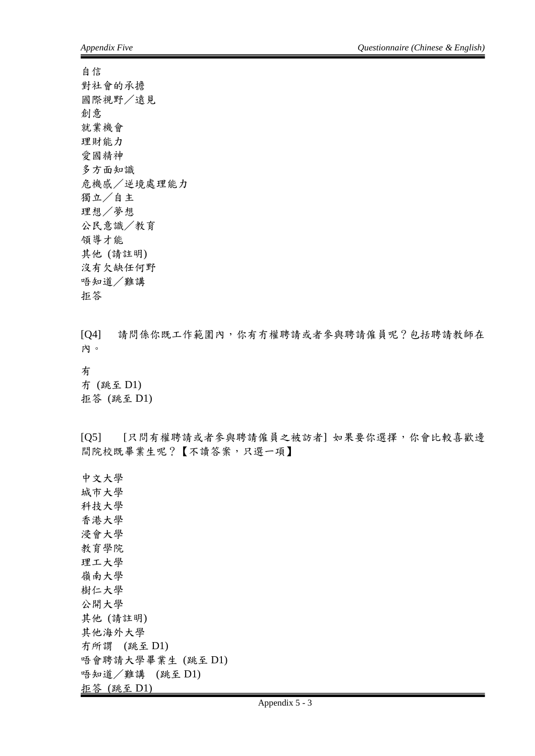自信
對社會的承擔
國際視野／遠見
創意
就業機會
理財能力
愛國精神
多方面知識
危機感／逆境處理能力
獨立／自主
理想／夢想
公民意識／教育
領導才能
其他 (請註明)
沒有欠缺任何野
唔知道／難講
拒答

[Q4] 請問係你既工作範圍內，你有冇權聘請或者參與聘請僱員呢？包括聘請教師在內。

有
冇 (跳至 D1)
拒答 (跳至 D1)

[Q5] [只問有權聘請或者參與聘請僱員之被訪者] 如果要你選擇，你會比較喜歡邊間院校既畢業生呢？【不讀答案，只選一項】

中文大學
城市大學
科技大學
香港大學
浸會大學
教育學院
理工大學
嶺南大學
樹仁大學
公開大學
其他 (請註明)
其他海外大學
冇所謂 (跳至 D1)
唔會聘請大學畢業生 (跳至 D1)
唔知道／難講 (跳至 D1)
拒答 (跳至 D1)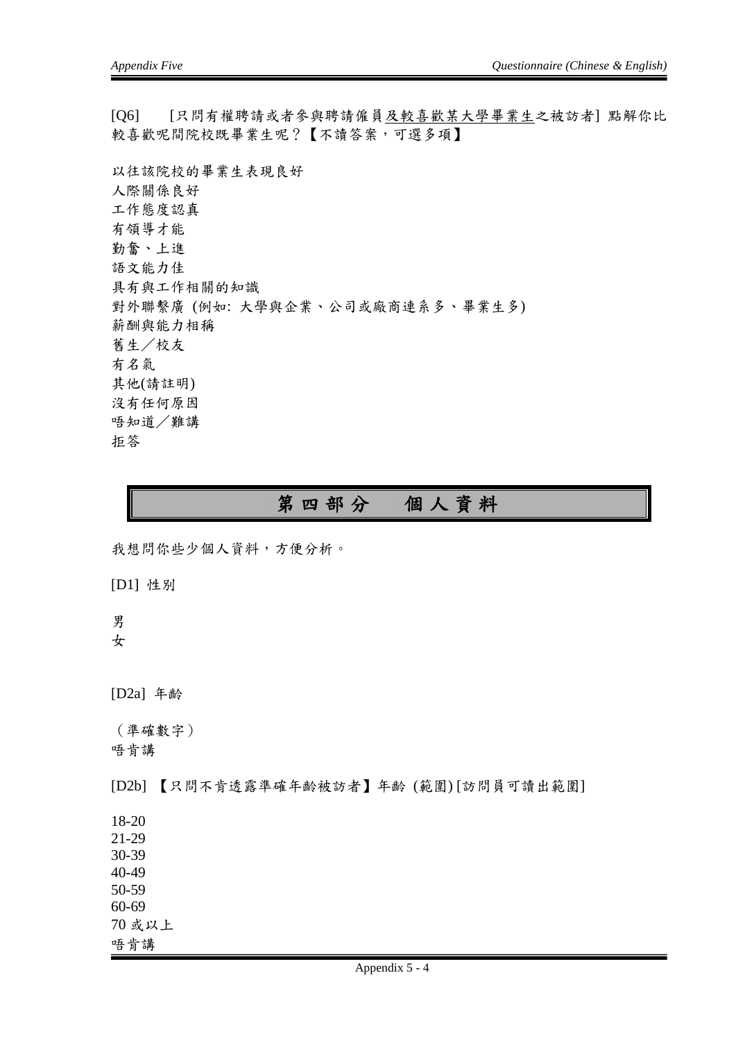[Q6] [只問有權聘請或者參與聘請僱員<u>及較喜歡某大學畢業生</u>之被訪者] 點解你比較喜歡呢間院校既畢業生呢？【不讀答案，可選多項】

以往該院校的畢業生表現良好
人際關係良好
工作態度認真
有領導才能
勤奮、上進
語文能力佳
具有與工作相關的知識
對外聯繫廣 (例如: 大學與企業、公司或廠商連系多、畢業生多)
薪酬與能力相稱
舊生／校友
有名氣
其他(請註明)
沒有任何原因
唔知道／難講
拒答

## 第四部分 個人資料

我想問你些少個人資料，方便分析。

[D1] 性別

男
女

[D2a] 年齡

（準確數字）
唔肯講

[D2b] 【只問不肯透露準確年齡被訪者】年齡 (範圍) [訪問員可讀出範圍]

18-20
21-29
30-39
40-49
50-59
60-69
70 或以上
唔肯講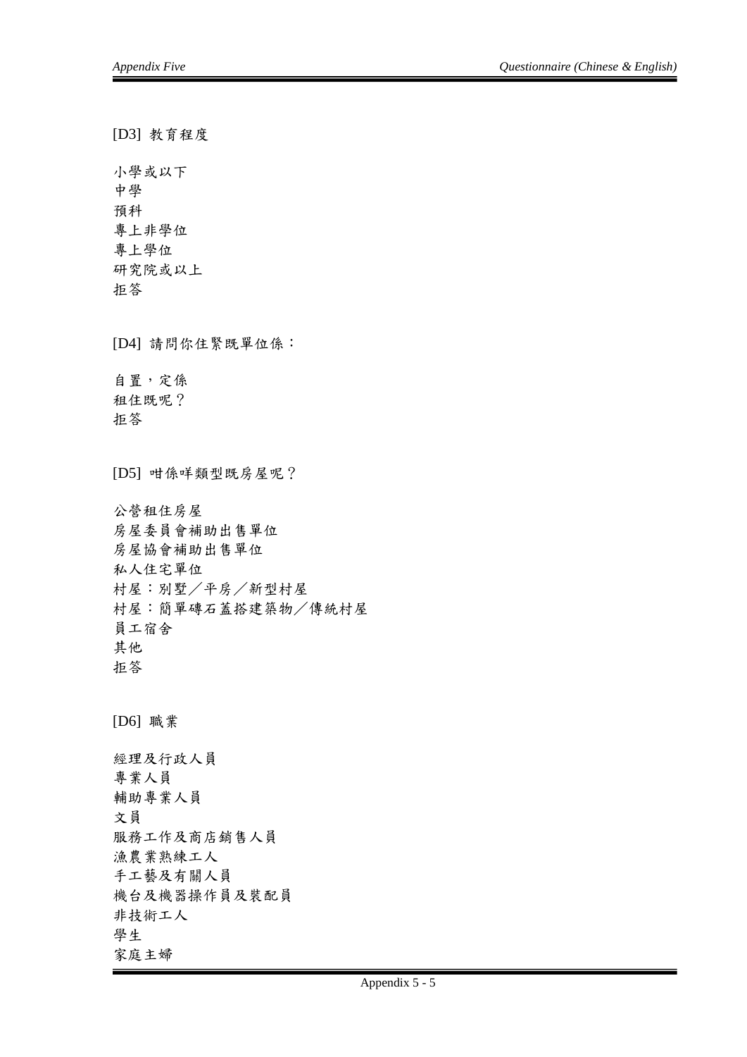[D3] 教育程度

小學或以下
中學
預科
專上非學位
專上學位
研究院或以上
拒答

[D4] 請問你住緊既單位係：

自置，定係
租住既呢？
拒答

[D5] 咁係咩類型既房屋呢？

公營租住房屋
房屋委員會補助出售單位
房屋協會補助出售單位
私人住宅單位
村屋：別墅／平房／新型村屋
村屋：簡單磚石蓋搭建築物／傳統村屋
員工宿舍
其他
拒答

[D6] 職業

經理及行政人員
專業人員
輔助專業人員
文員
服務工作及商店銷售人員
漁農業熟練工人
手工藝及有關人員
機台及機器操作員及裝配員
非技術工人
學生
家庭主婦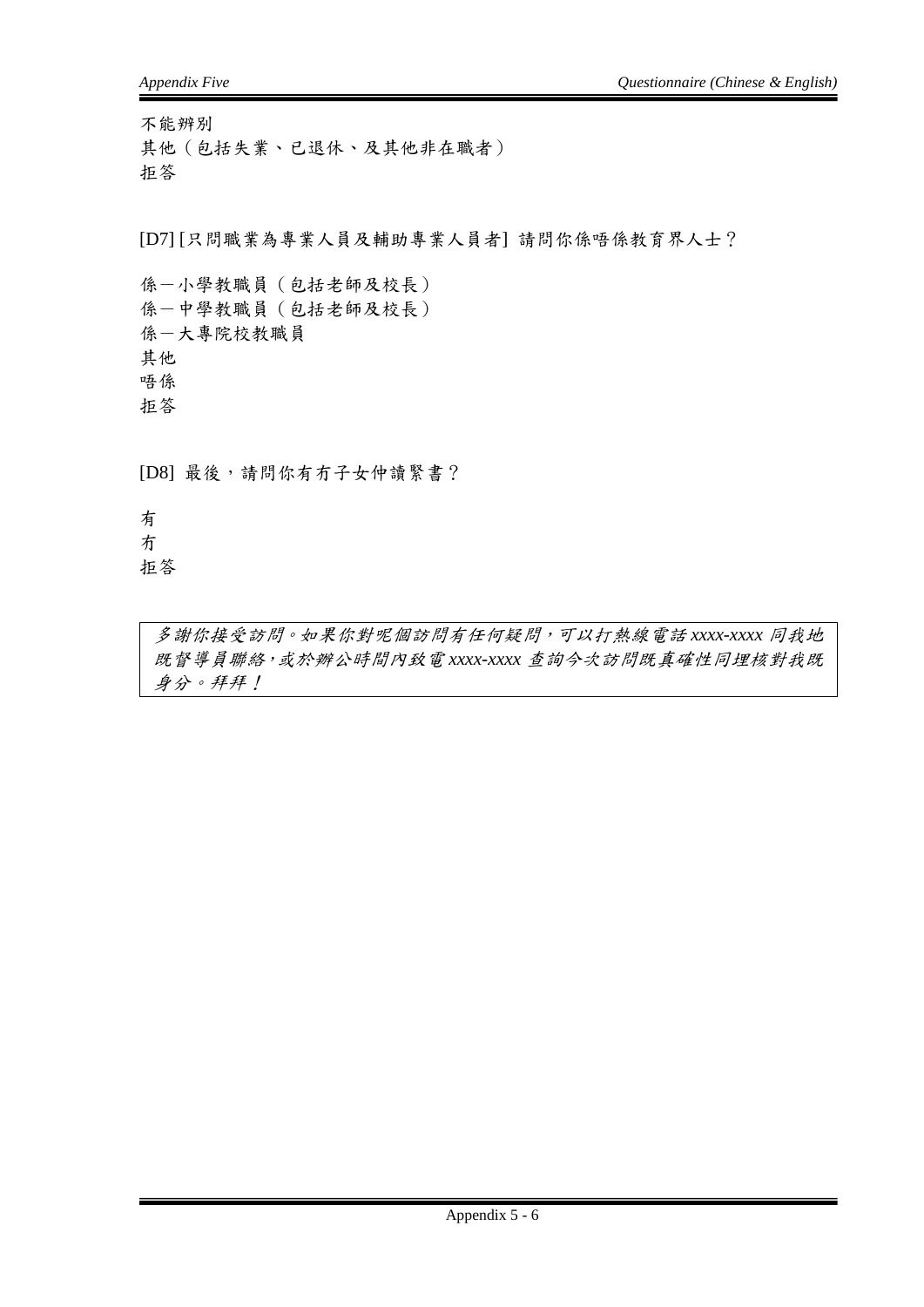不能辨別
其他（包括失業、已退休、及其他非在職者）
拒答

[D7] [只問職業為專業人員及輔助專業人員者] 請問你係唔係教育界人士？

係－小學教職員（包括老師及校長）
係－中學教職員（包括老師及校長）
係－大專院校教職員
其他
唔係
拒答

[D8] 最後，請問你有冇子女仲讀緊書？

有
冇
拒答

*多謝你接受訪問。如果你對呢個訪問有任何疑問，可以打熱線電話 xxxx-xxxx 同我地既督導員聯絡，或於辦公時間內致電 xxxx-xxxx 查詢今次訪問既真確性同埋核對我既身分。拜拜！*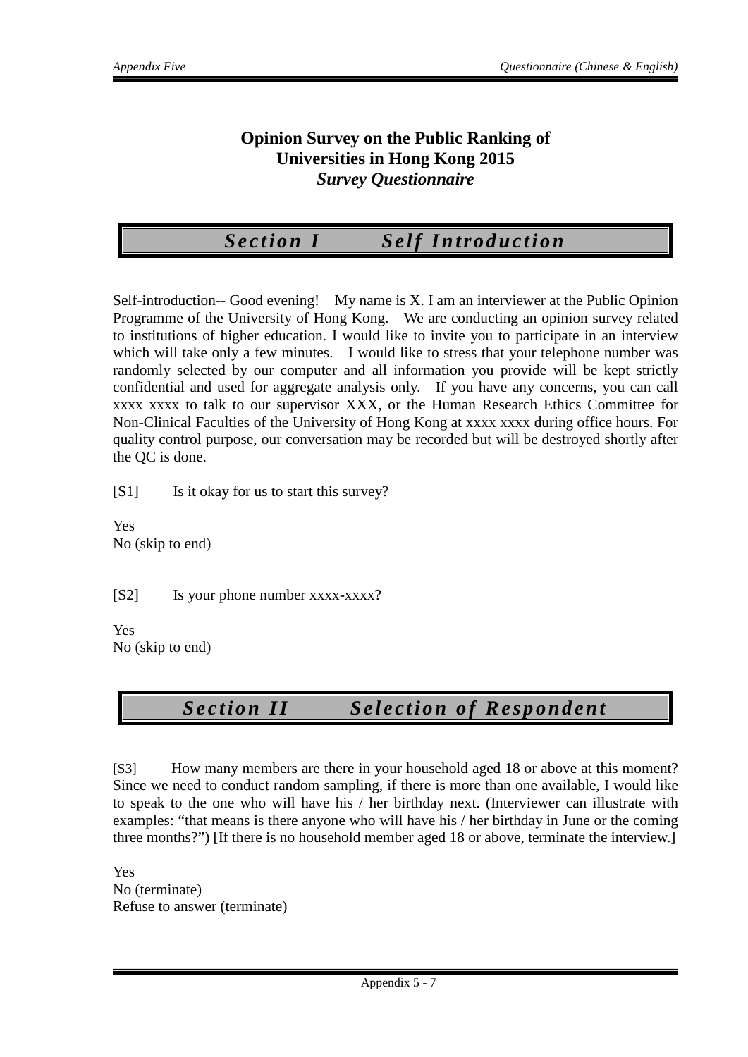# Opinion Survey on the Public Ranking of Universities in Hong Kong 2015

***Survey Questionnaire***

## *Section I Self Introduction*

Self-introduction-- Good evening! My name is X. I am an interviewer at the Public Opinion Programme of the University of Hong Kong. We are conducting an opinion survey related to institutions of higher education. I would like to invite you to participate in an interview which will take only a few minutes. I would like to stress that your telephone number was randomly selected by our computer and all information you provide will be kept strictly confidential and used for aggregate analysis only. If you have any concerns, you can call xxxx xxxx to talk to our supervisor XXX, or the Human Research Ethics Committee for Non-Clinical Faculties of the University of Hong Kong at xxxx xxxx during office hours. For quality control purpose, our conversation may be recorded but will be destroyed shortly after the QC is done.

[S1] Is it okay for us to start this survey?

Yes
No (skip to end)

[S2] Is your phone number xxxx-xxxx?

Yes
No (skip to end)

## *Section II Selection of Respondent*

[S3] How many members are there in your household aged 18 or above at this moment? Since we need to conduct random sampling, if there is more than one available, I would like to speak to the one who will have his / her birthday next. (Interviewer can illustrate with examples: "that means is there anyone who will have his / her birthday in June or the coming three months?") [If there is no household member aged 18 or above, terminate the interview.]

Yes
No (terminate)
Refuse to answer (terminate)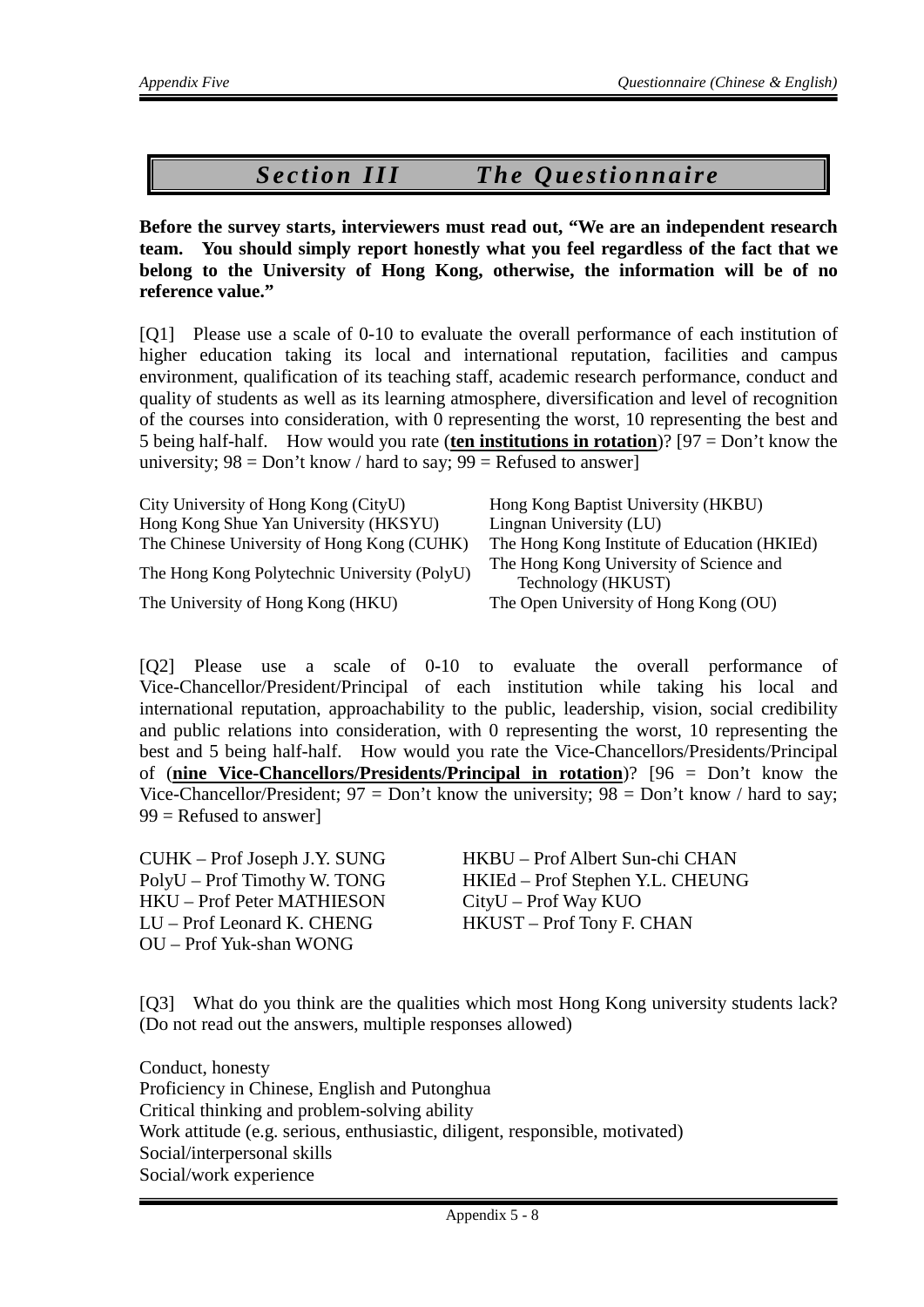# Section III The Questionnaire

**Before the survey starts, interviewers must read out, "We are an independent research team. You should simply report honestly what you feel regardless of the fact that we belong to the University of Hong Kong, otherwise, the information will be of no reference value."**

[Q1] Please use a scale of 0-10 to evaluate the overall performance of each institution of higher education taking its local and international reputation, facilities and campus environment, qualification of its teaching staff, academic research performance, conduct and quality of students as well as its learning atmosphere, diversification and level of recognition of the courses into consideration, with 0 representing the worst, 10 representing the best and 5 being half-half. How would you rate (**ten institutions in rotation**)? [97 = Don't know the university; 98 = Don't know / hard to say; 99 = Refused to answer]

City University of Hong Kong (CityU)
Hong Kong Shue Yan University (HKSYU)
The Chinese University of Hong Kong (CUHK)
The Hong Kong Polytechnic University (PolyU)
The University of Hong Kong (HKU)
Hong Kong Baptist University (HKBU)
Lingnan University (LU)
The Hong Kong Institute of Education (HKIEd)
The Hong Kong University of Science and Technology (HKUST)
The Open University of Hong Kong (OU)

[Q2] Please use a scale of 0-10 to evaluate the overall performance of Vice-Chancellor/President/Principal of each institution while taking his local and international reputation, approachability to the public, leadership, vision, social credibility and public relations into consideration, with 0 representing the worst, 10 representing the best and 5 being half-half. How would you rate the Vice-Chancellors/Presidents/Principal of (**nine Vice-Chancellors/Presidents/Principal in rotation**)? [96 = Don't know the Vice-Chancellor/President; 97 = Don't know the university; 98 = Don't know / hard to say; 99 = Refused to answer]

CUHK – Prof Joseph J.Y. SUNG
PolyU – Prof Timothy W. TONG
HKU – Prof Peter MATHIESON
LU – Prof Leonard K. CHENG
OU – Prof Yuk-shan WONG
HKBU – Prof Albert Sun-chi CHAN
HKIEd – Prof Stephen Y.L. CHEUNG
CityU – Prof Way KUO
HKUST – Prof Tony F. CHAN

[Q3] What do you think are the qualities which most Hong Kong university students lack? (Do not read out the answers, multiple responses allowed)

Conduct, honesty
Proficiency in Chinese, English and Putonghua
Critical thinking and problem-solving ability
Work attitude (e.g. serious, enthusiastic, diligent, responsible, motivated)
Social/interpersonal skills
Social/work experience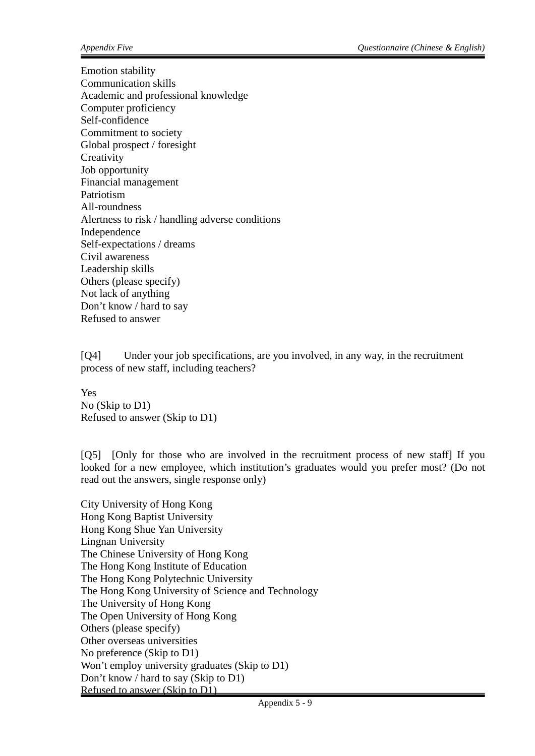Emotion stability
Communication skills
Academic and professional knowledge
Computer proficiency
Self-confidence
Commitment to society
Global prospect / foresight
Creativity
Job opportunity
Financial management
Patriotism
All-roundness
Alertness to risk / handling adverse conditions
Independence
Self-expectations / dreams
Civil awareness
Leadership skills
Others (please specify)
Not lack of anything
Don't know / hard to say
Refused to answer

[Q4] Under your job specifications, are you involved, in any way, in the recruitment process of new staff, including teachers?

Yes
No (Skip to D1)
Refused to answer (Skip to D1)

[Q5] [Only for those who are involved in the recruitment process of new staff] If you looked for a new employee, which institution's graduates would you prefer most? (Do not read out the answers, single response only)

City University of Hong Kong
Hong Kong Baptist University
Hong Kong Shue Yan University
Lingnan University
The Chinese University of Hong Kong
The Hong Kong Institute of Education
The Hong Kong Polytechnic University
The Hong Kong University of Science and Technology
The University of Hong Kong
The Open University of Hong Kong
Others (please specify)
Other overseas universities
No preference (Skip to D1)
Won't employ university graduates (Skip to D1)
Don't know / hard to say (Skip to D1)
Refused to answer (Skip to D1)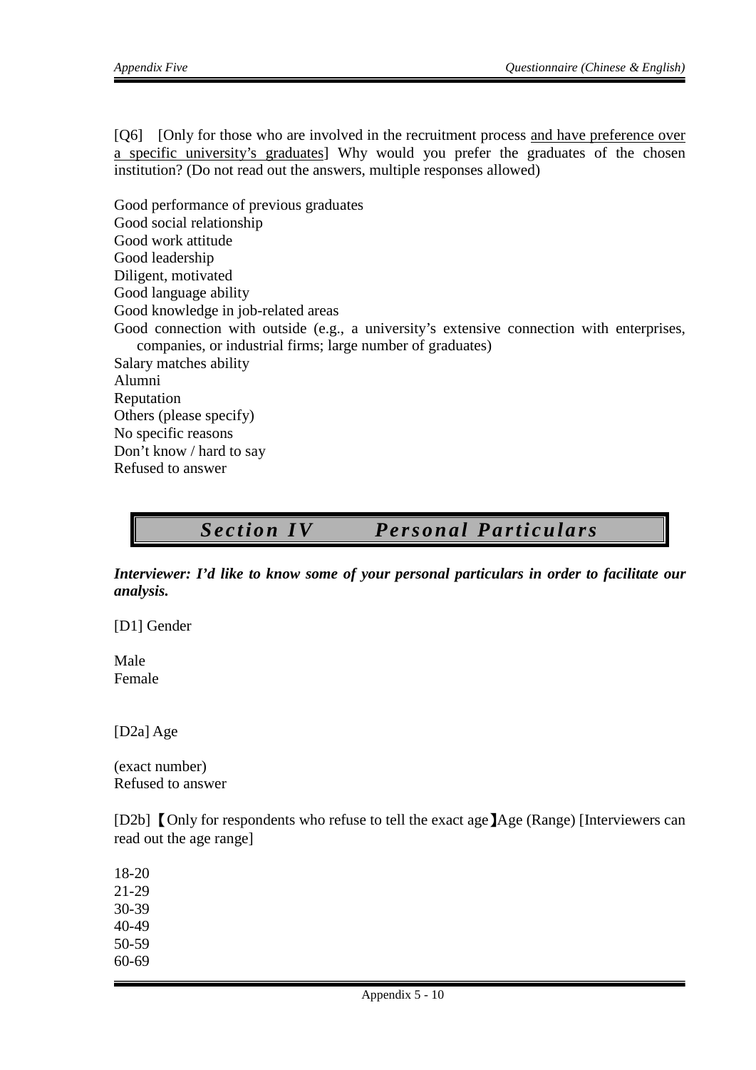[Q6] [Only for those who are involved in the recruitment process <u>and have preference over a specific university's graduates</u>] Why would you prefer the graduates of the chosen institution? (Do not read out the answers, multiple responses allowed)

Good performance of previous graduates
Good social relationship
Good work attitude
Good leadership
Diligent, motivated
Good language ability
Good knowledge in job-related areas
Good connection with outside (e.g., a university's extensive connection with enterprises, companies, or industrial firms; large number of graduates)
Salary matches ability
Alumni
Reputation
Others (please specify)
No specific reasons
Don't know / hard to say
Refused to answer

## *Section IV Personal Particulars*

***Interviewer: I'd like to know some of your personal particulars in order to facilitate our analysis.***

[D1] Gender

Male
Female

[D2a] Age

(exact number)
Refused to answer

[D2b]【Only for respondents who refuse to tell the exact age】Age (Range) [Interviewers can read out the age range]

18-20
21-29
30-39
40-49
50-59
60-69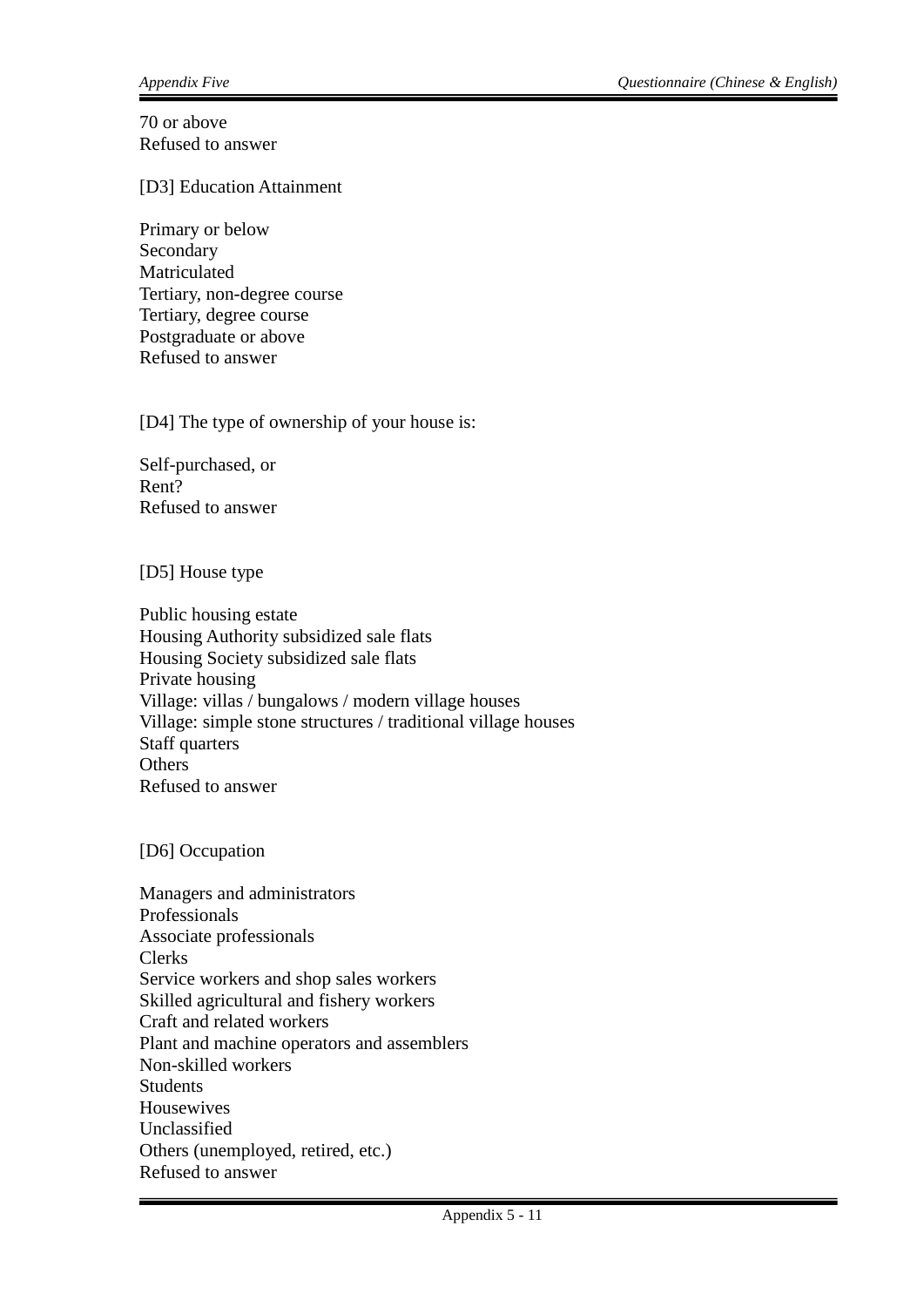70 or above
Refused to answer

[D3] Education Attainment

Primary or below
Secondary
Matriculated
Tertiary, non-degree course
Tertiary, degree course
Postgraduate or above
Refused to answer

[D4] The type of ownership of your house is:

Self-purchased, or
Rent?
Refused to answer

[D5] House type

Public housing estate
Housing Authority subsidized sale flats
Housing Society subsidized sale flats
Private housing
Village: villas / bungalows / modern village houses
Village: simple stone structures / traditional village houses
Staff quarters
Others
Refused to answer

[D6] Occupation

Managers and administrators
Professionals
Associate professionals
Clerks
Service workers and shop sales workers
Skilled agricultural and fishery workers
Craft and related workers
Plant and machine operators and assemblers
Non-skilled workers
Students
Housewives
Unclassified
Others (unemployed, retired, etc.)
Refused to answer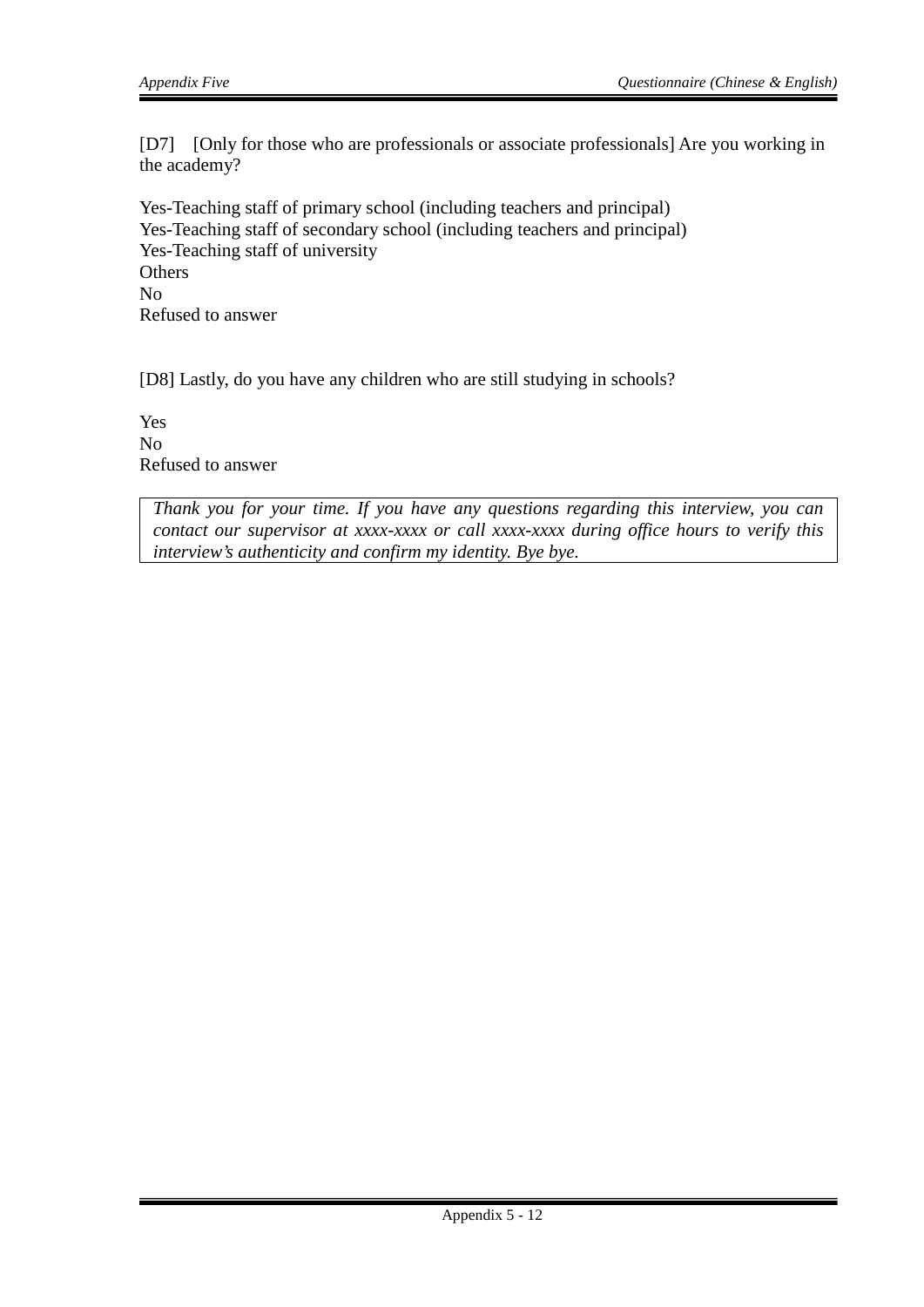[D7]    [Only for those who are professionals or associate professionals] Are you working in the academy?

Yes-Teaching staff of primary school (including teachers and principal)
Yes-Teaching staff of secondary school (including teachers and principal)
Yes-Teaching staff of university
Others
No
Refused to answer

[D8] Lastly, do you have any children who are still studying in schools?

Yes
No
Refused to answer

*Thank you for your time. If you have any questions regarding this interview, you can contact our supervisor at xxxx-xxxx or call xxxx-xxxx during office hours to verify this interview's authenticity and confirm my identity. Bye bye.*